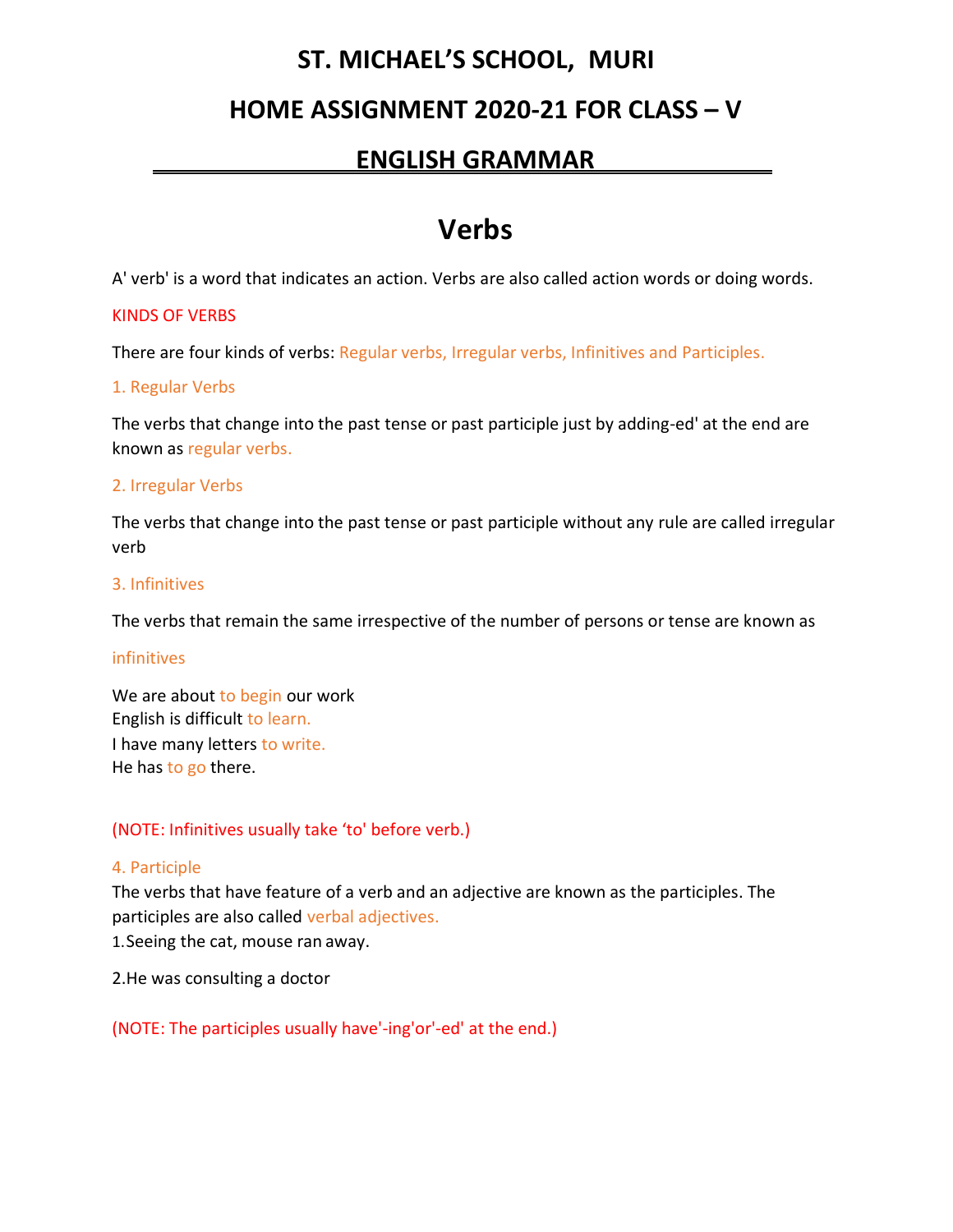# ST. MICHAEL'S SCHOOL, MURI

## HOME ASSIGNMENT 2020-21 FOR CLASS – V

## ENGLISH GRAMMAR

# Verbs

A' verb' is a word that indicates an action. Verbs are also called action words or doing words.

KINDS OF VERBS

There are four kinds of verbs: Regular verbs, Irregular verbs, Infinitives and Participles.

### 1. Regular Verbs

The verbs that change into the past tense or past participle just by adding-ed' at the end are known as regular verbs.

### 2. Irregular Verbs

The verbs that change into the past tense or past participle without any rule are called irregular verb

### 3. Infinitives

The verbs that remain the same irrespective of the number of persons or tense are known as

infinitives

We are about to begin our work  
English is difficult to learn.  
I have many letters to write.  
He has to go there.

(NOTE: Infinitives usually take 'to' before verb.)

### 4. Participle

The verbs that have feature of a verb and an adjective are known as the participles. The participles are also called verbal adjectives.

1. Seeing the cat, mouse ran away.

2. He was consulting a doctor

(NOTE: The participles usually have'-ing'or'-ed' at the end.)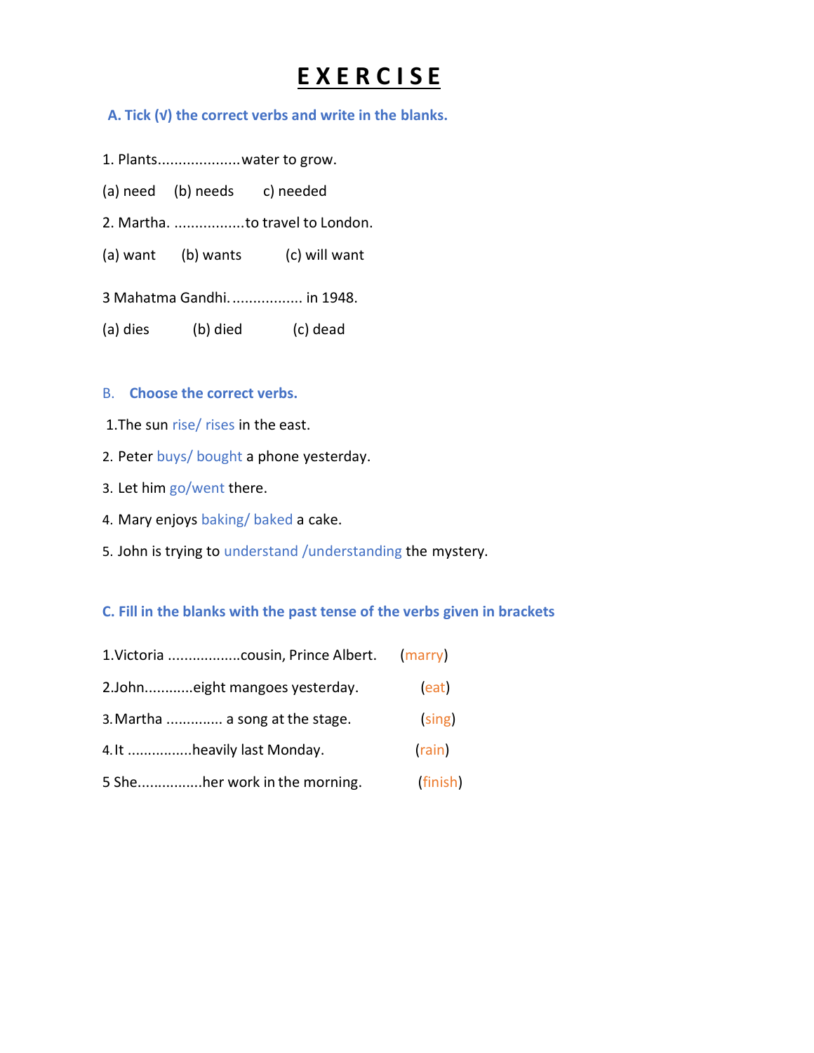# EXERCISE

### A. Tick (√) the correct verbs and write in the blanks.

1. Plants...................water to grow.

(a) need (b) needs c) needed

2. Martha. ................to travel to London.

(a) want (b) wants (c) will want

3 Mahatma Gandhi. ................ in 1948.

(a) dies (b) died (c) dead

### B. Choose the correct verbs.

1.The sun rise/ rises in the east.

2. Peter buys/ bought a phone yesterday.

3. Let him go/went there.

4. Mary enjoys baking/ baked a cake.

5. John is trying to understand /understanding the mystery.

### C. Fill in the blanks with the past tense of the verbs given in brackets

1.Victoria .................cousin, Prince Albert. (marry)

2.John...........eight mangoes yesterday. (eat)

3. Martha ............. a song at the stage. (sing)

4. It ................heavily last Monday. (rain)

5 She................her work in the morning. (finish)